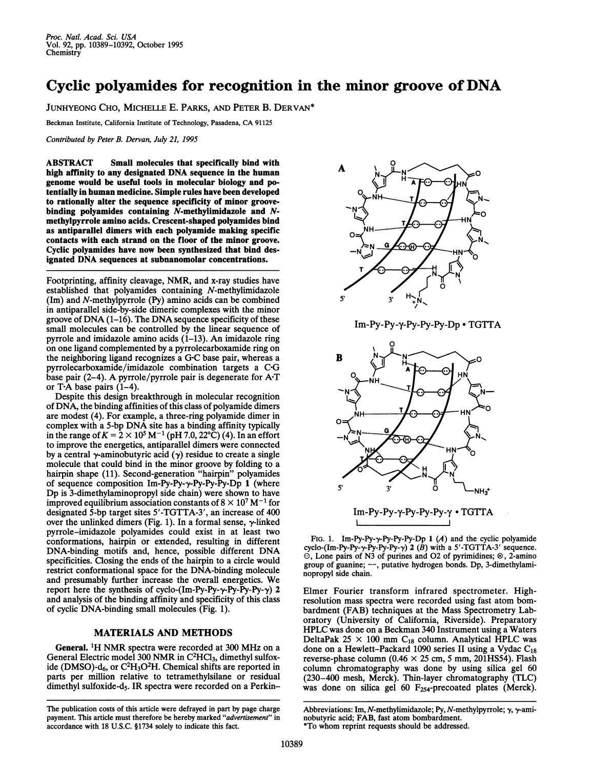# Cyclic polyamides for recognition in the minor groove of DNA

JUNHYEONG CHO, MICHELLE E. PARKS, AND PETER B. DERVAN*

Beckman Institute, California Institute of Technology, Pasadena, CA 91125

*Contributed by Peter B. Dervan, July 21, 1995*

**ABSTRACT** Small molecules that specifically bind with high affinity to any designated DNA sequence in the human genome would be useful tools in molecular biology and potentially in human medicine. Simple rules have been developed to rationally alter the sequence specificity of minor groove-binding polyamides containing *N*-methylimidazole and *N*-methylpyrrole amino acids. Crescent-shaped polyamides bind as antiparallel dimers with each polyamide making specific contacts with each strand on the floor of the minor groove. Cyclic polyamides have now been synthesized that bind designated DNA sequences at subnanomolar concentrations.

Footprinting, affinity cleavage, NMR, and x-ray studies have established that polyamides containing *N*-methylimidazole (Im) and *N*-methylpyrrole (Py) amino acids can be combined in antiparallel side-by-side dimeric complexes with the minor groove of DNA (1–16). The DNA sequence specificity of these small molecules can be controlled by the linear sequence of pyrrole and imidazole amino acids (1–13). An imidazole ring on one ligand complemented by a pyrrolecarboxamide ring on the neighboring ligand recognizes a G·C base pair, whereas a pyrrolecarboxamide/imidazole combination targets a C·G base pair (2–4). A pyrrole/pyrrole pair is degenerate for A·T or T·A base pairs (1–4).

Despite this design breakthrough in molecular recognition of DNA, the binding affinities of this class of polyamide dimers are modest (4). For example, a three-ring polyamide dimer in complex with a 5-bp DNA site has a binding affinity typically in the range of $K = 2 \times 10^5$ $M^{-1}$ (pH 7.0, 22°C) (4). In an effort to improve the energetics, antiparallel dimers were connected by a central γ-aminobutyric acid (γ) residue to create a single molecule that could bind in the minor groove by folding to a hairpin shape (11). Second-generation "hairpin" polyamides of sequence composition Im-Py-Py-γ-Py-Py-Py-Dp **1** (where Dp is 3-dimethylaminopropyl side chain) were shown to have improved equilibrium association constants of $8 \times 10^7$ $M^{-1}$ for designated 5-bp target sites 5′-TGTTA-3′, an increase of 400 over the unlinked dimers (Fig. 1). In a formal sense, γ-linked pyrrole–imidazole polyamides could exist in at least two conformations, hairpin or extended, resulting in different DNA-binding motifs and, hence, possible different DNA specificities. Closing the ends of the hairpin to a circle would restrict conformational space for the DNA-binding molecule and presumably further increase the overall energetics. We report here the synthesis of cyclo-(Im-Py-Py-γ-Py-Py-Py-γ) **2** and analysis of the binding affinity and specificity of this class of cyclic DNA-binding small molecules (Fig. 1).

Im-Py-Py-γ-Py-Py-Py-Dp • TGTTA

Im-Py-Py-γ-Py-Py-Py-γ • TGTTA

FIG. 1. Im-Py-Py-γ-Py-Py-Py-Dp **1** (*A*) and the cyclic polyamide cyclo-(Im-Py-Py-γ-Py-Py-Py-γ) **2** (*B*) with a 5′-TGTTA-3′ sequence. ⊖, Lone pairs of N3 of purines and O2 of pyrimidines; ⊕, 2-amino group of guanine; ---, putative hydrogen bonds. Dp, 3-dimethylaminopropyl side chain.

## MATERIALS AND METHODS

**General.** $^1$H NMR spectra were recorded at 300 MHz on a General Electric model 300 NMR in $C^2HCl_3$, dimethyl sulfoxide (DMSO)-$d_6$, or $C^2H_3O^2H$. Chemical shifts are reported in parts per million relative to tetramethylsilane or residual dimethyl sulfoxide-$d_5$. IR spectra were recorded on a Perkin–Elmer Fourier transform infrared spectrometer. High-resolution mass spectra were recorded using fast atom bombardment (FAB) techniques at the Mass Spectrometry Laboratory (University of California, Riverside). Preparatory HPLC was done on a Beckman 340 Instrument using a Waters DeltaPak 25 × 100 mm $C_{18}$ column. Analytical HPLC was done on a Hewlett–Packard 1090 series II using a Vydac $C_{18}$ reverse-phase column (0.46 × 25 cm, 5 mm, 201HS54). Flash column chromatography was done by using silica gel 60 (230–400 mesh, Merck). Thin-layer chromatography (TLC) was done on silica gel 60 $F_{254}$-precoated plates (Merck).

The publication costs of this article were defrayed in part by page charge payment. This article must therefore be hereby marked "*advertisement*" in accordance with 18 U.S.C. §1734 solely to indicate this fact.

Abbreviations: Im, *N*-methylimidazole; Py, *N*-methylpyrrole; γ, γ-aminobutyric acid; FAB, fast atom bombardment.

*To whom reprint requests should be addressed.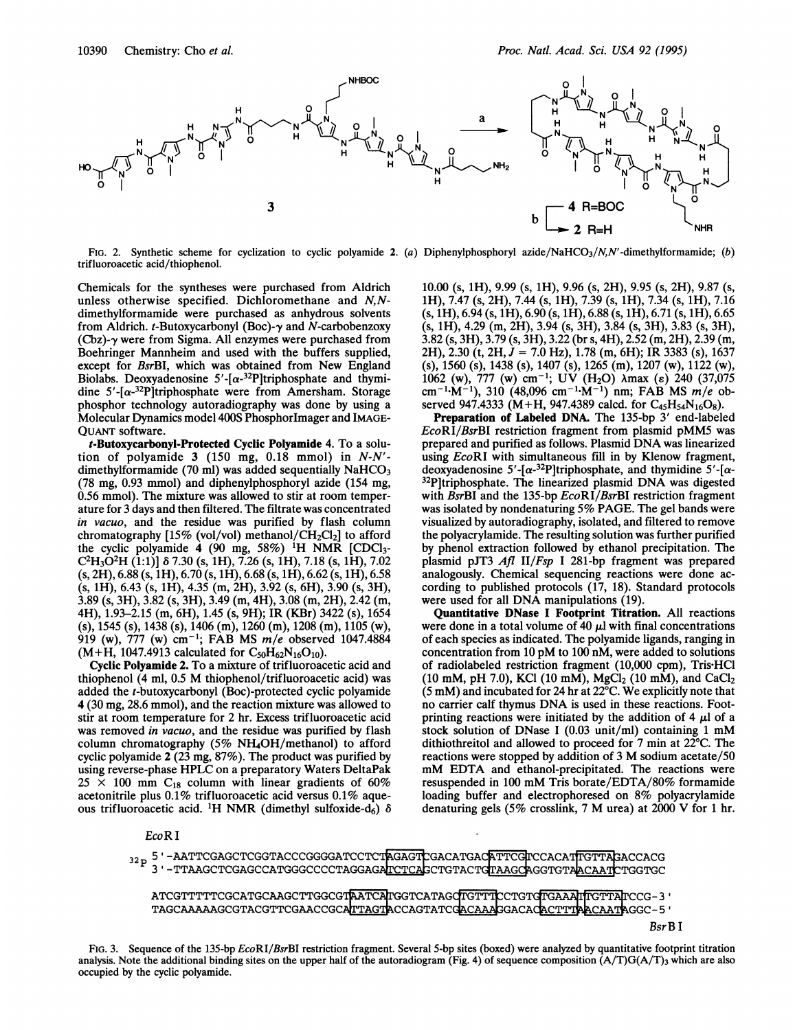FIG. 2. Synthetic scheme for cyclization to cyclic polyamide 2. (a) Diphenylphosphoryl azide/$NaHCO_3$/N,N'-dimethylformamide; (b) trifluoroacetic acid/thiophenol.

Chemicals for the syntheses were purchased from Aldrich unless otherwise specified. Dichloromethane and N,N-dimethylformamide were purchased as anhydrous solvents from Aldrich. t-Butoxycarbonyl (Boc)-γ and N-carbobenzoxy (Cbz)-γ were from Sigma. All enzymes were purchased from Boehringer Mannheim and used with the buffers supplied, except for *Bsr*BI, which was obtained from New England Biolabs. Deoxyadenosine 5'-[α-$^{32}$P]triphosphate and thymidine 5'-[α-$^{32}$P]triphosphate were from Amersham. Storage phosphor technology autoradiography was done by using a Molecular Dynamics model 400S PhosphorImager and IMAGEQUANT software.

**t-Butoxycarbonyl-Protected Cyclic Polyamide 4.** To a solution of polyamide 3 (150 mg, 0.18 mmol) in N-N'-dimethylformamide (70 ml) was added sequentially $NaHCO_3$ (78 mg, 0.93 mmol) and diphenylphosphoryl azide (154 mg, 0.56 mmol). The mixture was allowed to stir at room temperature for 3 days and then filtered. The filtrate was concentrated *in vacuo*, and the residue was purified by flash column chromatography [15% (vol/vol) methanol/$CH_2Cl_2$] to afford the cyclic polyamide 4 (90 mg, 58%) $^1$H NMR [$CDCl_3$-$C^2H_3O^2H$ (1:1)] δ 7.30 (s, 1H), 7.26 (s, 1H), 7.18 (s, 1H), 7.02 (s, 2H), 6.88 (s, 1H), 6.70 (s, 1H), 6.68 (s, 1H), 6.62 (s, 1H), 6.58 (s, 1H), 6.43 (s, 1H), 4.35 (m, 2H), 3.92 (s, 6H), 3.90 (s, 3H), 3.89 (s, 3H), 3.82 (s, 3H), 3.49 (m, 4H), 3.08 (m, 2H), 2.42 (m, 4H), 1.93–2.15 (m, 6H), 1.45 (s, 9H); IR (KBr) 3422 (s), 1654 (s), 1545 (s), 1438 (s), 1406 (m), 1260 (m), 1208 (m), 1105 (w), 919 (w), 777 (w) $cm^{-1}$; FAB MS *m/e* observed 1047.4884 (M+H, 1047.4913 calculated for $C_{50}H_{62}N_{16}O_{10}$).

**Cyclic Polyamide 2.** To a mixture of trifluoroacetic acid and thiophenol (4 ml, 0.5 M thiophenol/trifluoroacetic acid) was added the t-butoxycarbonyl (Boc)-protected cyclic polyamide 4 (30 mg, 28.6 mmol), and the reaction mixture was allowed to stir at room temperature for 2 hr. Excess trifluoroacetic acid was removed *in vacuo*, and the residue was purified by flash column chromatography (5% $NH_4OH$/methanol) to afford cyclic polyamide 2 (23 mg, 87%). The product was purified by using reverse-phase HPLC on a preparatory Waters DeltaPak 25 × 100 mm $C_{18}$ column with linear gradients of 60% acetonitrile plus 0.1% trifluoroacetic acid versus 0.1% aqueous trifluoroacetic acid. $^1$H NMR (dimethyl sulfoxide-d$_6$) δ 10.00 (s, 1H), 9.99 (s, 1H), 9.96 (s, 2H), 9.95 (s, 2H), 9.87 (s, 1H), 7.47 (s, 2H), 7.44 (s, 1H), 7.39 (s, 1H), 7.34 (s, 1H), 7.16 (s, 1H), 6.94 (s, 1H), 6.90 (s, 1H), 6.88 (s, 1H), 6.71 (s, 1H), 6.65 (s, 1H), 4.29 (m, 2H), 3.94 (s, 3H), 3.84 (s, 3H), 3.83 (s, 3H), 3.82 (s, 3H), 3.79 (s, 3H), 3.22 (br s, 4H), 2.52 (m, 2H), 2.39 (m, 2H), 2.30 (t, 2H, J = 7.0 Hz), 1.78 (m, 6H); IR 3383 (s), 1637 (s), 1560 (s), 1438 (s), 1407 (s), 1265 (m), 1207 (w), 1122 (w), 1062 (w), 777 (w) $cm^{-1}$; UV ($H_2O$) λmax (ε) 240 (37,075 $cm^{-1}·M^{-1}$), 310 (48,096 $cm^{-1}·M^{-1}$) nm; FAB MS *m/e* observed 947.4333 (M+H, 947.4389 calcd. for $C_{45}H_{54}N_{16}O_8$).

**Preparation of Labeled DNA.** The 135-bp 3' end-labeled *Eco*RI/*Bsr*BI restriction fragment from plasmid pMM5 was prepared and purified as follows. Plasmid DNA was linearized using *Eco*RI with simultaneous fill in by Klenow fragment, deoxyadenosine 5'-[α-$^{32}$P]triphosphate, and thymidine 5'-[α-$^{32}$P]triphosphate. The linearized plasmid DNA was digested with *Bsr*BI and the 135-bp *Eco*RI/*Bsr*BI restriction fragment was isolated by nondenaturing 5% PAGE. The gel bands were visualized by autoradiography, isolated, and filtered to remove the polyacrylamide. The resulting solution was further purified by phenol extraction followed by ethanol precipitation. The plasmid pJT3 *Afl* II/*Fsp* I 281-bp fragment was prepared analogously. Chemical sequencing reactions were done according to published protocols (17, 18). Standard protocols were used for all DNA manipulations (19).

**Quantitative DNase I Footprint Titration.** All reactions were done in a total volume of 40 μl with final concentrations of each species as indicated. The polyamide ligands, ranging in concentration from 10 pM to 100 nM, were added to solutions of radiolabeled restriction fragment (10,000 cpm), Tris·HCl (10 mM, pH 7.0), KCl (10 mM), $MgCl_2$ (10 mM), and $CaCl_2$ (5 mM) and incubated for 24 hr at 22°C. We explicitly note that no carrier calf thymus DNA is used in these reactions. Footprinting reactions were initiated by the addition of 4 μl of a stock solution of DNase I (0.03 unit/ml) containing 1 mM dithiothreitol and allowed to proceed for 7 min at 22°C. The reactions were stopped by addition of 3 M sodium acetate/50 mM EDTA and ethanol-precipitated. The reactions were resuspended in 100 mM Tris borate/EDTA/80% formamide loading buffer and electrophoresed on 8% polyacrylamide denaturing gels (5% crosslink, 7 M urea) at 2000 V for 1 hr.

```
EcoRI
32P 5'-AATTCGAGCTCGGTACCCGGGGATCCTCTAGAGTCGACATGACATTCGTCCACATTGTTAGACCACG
    3'-TTAAGCTCGAGCCATGGGCCCCTAGGAGATCTCAGCTGTACTGTAAGCAGGTGTAACAATCTGGTGC

    ATCGTTTTTCGCATGCAAGCTTGGCGTAATCATGGTCATAGCTGTTTCCTGTGTGAAATTGTTATCCG-3'
    TAGCAAAAAGCGTACGTTCGAACCGCATTAGTACCAGTATCGACAAAGGACACACTTTAACAATAGGC-5'
                                                                    BsrBI
```

FIG. 3. Sequence of the 135-bp *Eco*RI/*Bsr*BI restriction fragment. Several 5-bp sites (boxed) were analyzed by quantitative footprint titration analysis. Note the additional binding sites on the upper half of the autoradiogram (Fig. 4) of sequence composition (A/T)G(A/T)$_3$ which are also occupied by the cyclic polyamide.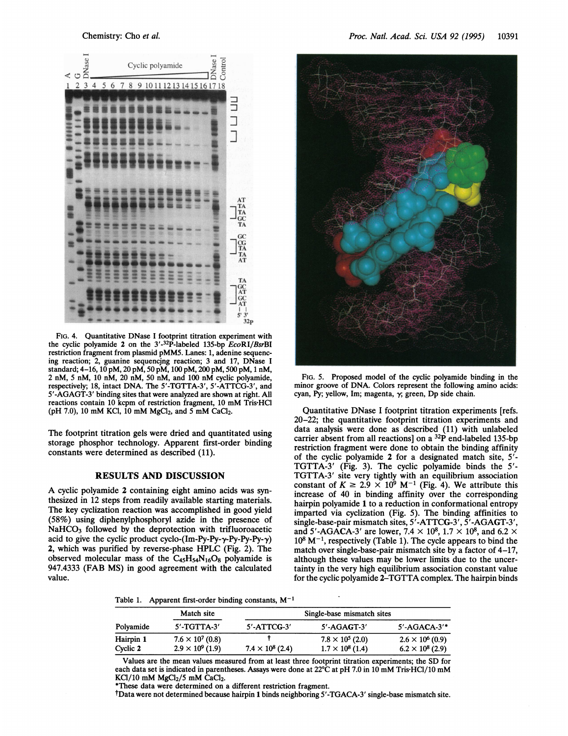FIG. 4. Quantitative DNase I footprint titration experiment with the cyclic polyamide 2 on the 3′-$^{32}$P-labeled 135-bp *Eco*RI/*Bsr*BI restriction fragment from plasmid pMM5. Lanes: 1, adenine sequencing reaction; 2, guanine sequencing reaction; 3 and 17, DNase I standard; 4–16, 10 pM, 20 pM, 50 pM, 100 pM, 200 pM, 500 pM, 1 nM, 2 nM, 5 nM, 10 nM, 20 nM, 50 nM, and 100 nM cyclic polyamide, respectively; 18, intact DNA. The 5′-TGTTA-3′, 5′-ATTCG-3′, and 5′-AGAGT-3′ binding sites that were analyzed are shown at right. All reactions contain 10 kcpm of restriction fragment, 10 mM Tris·HCl (pH 7.0), 10 mM KCl, 10 mM $MgCl_2$, and 5 mM $CaCl_2$.

The footprint titration gels were dried and quantitated using storage phosphor technology. Apparent first-order binding constants were determined as described (11).

## RESULTS AND DISCUSSION

A cyclic polyamide 2 containing eight amino acids was synthesized in 12 steps from readily available starting materials. The key cyclization reaction was accomplished in good yield (58%) using diphenylphosphoryl azide in the presence of $NaHCO_3$ followed by the deprotection with trifluoroacetic acid to give the cyclic product cyclo-(Im-Py-Py-γ-Py-Py-Py-γ) 2, which was purified by reverse-phase HPLC (Fig. 2). The observed molecular mass of the $C_{45}H_{54}N_{16}O_8$ polyamide is 947.4333 (FAB MS) in good agreement with the calculated value.

FIG. 5. Proposed model of the cyclic polyamide binding in the minor groove of DNA. Colors represent the following amino acids: cyan, Py; yellow, Im; magenta, γ; green, Dp side chain.

Quantitative DNase I footprint titration experiments [refs. 20–22; the quantitative footprint titration experiments and data analysis were done as described (11) with unlabeled carrier absent from all reactions] on a $^{32}$P end-labeled 135-bp restriction fragment were done to obtain the binding affinity of the cyclic polyamide 2 for a designated match site, 5′-TGTTA-3′ (Fig. 3). The cyclic polyamide binds the 5′-TGTTA-3′ site very tightly with an equilibrium association constant of $K \geq 2.9 \times 10^9$ $M^{-1}$ (Fig. 4). We attribute this increase of 40 in binding affinity over the corresponding hairpin polyamide 1 to a reduction in conformational entropy imparted via cyclization (Fig. 5). The binding affinities to single-base-pair mismatch sites, 5′-ATTCG-3′, 5′-AGAGT-3′, and 5′-AGACA-3′ are lower, $7.4 \times 10^8$, $1.7 \times 10^8$, and $6.2 \times 10^8$ $M^{-1}$, respectively (Table 1). The cycle appears to bind the match over single-base-pair mismatch site by a factor of 4–17, although these values may be lower limits due to the uncertainty in the very high equilibrium association constant value for the cyclic polyamide 2–TGTTA complex. The hairpin binds

Table 1. Apparent first-order binding constants, $M^{-1}$

| | Match site | Single-base mismatch sites | | |
|---|---|---|---|---|
| Polyamide | 5′-TGTTA-3′ | 5′-ATTCG-3′ | 5′-AGAGT-3′ | 5′-AGACA-3′* |
| Hairpin 1 | $7.6 \times 10^7$ (0.8) | † | $7.8 \times 10^5$ (2.0) | $2.6 \times 10^6$ (0.9) |
| Cyclic 2 | $2.9 \times 10^9$ (1.9) | $7.4 \times 10^8$ (2.4) | $1.7 \times 10^8$ (1.4) | $6.2 \times 10^8$ (2.9) |

Values are the mean values measured from at least three footprint titration experiments; the SD for each data set is indicated in parentheses. Assays were done at 22°C at pH 7.0 in 10 mM Tris·HCl/10 mM KCl/10 mM $MgCl_2$/5 mM $CaCl_2$.

*These data were determined on a different restriction fragment.

†Data were not determined because hairpin 1 binds neighboring 5′-TGACA-3′ single-base mismatch site.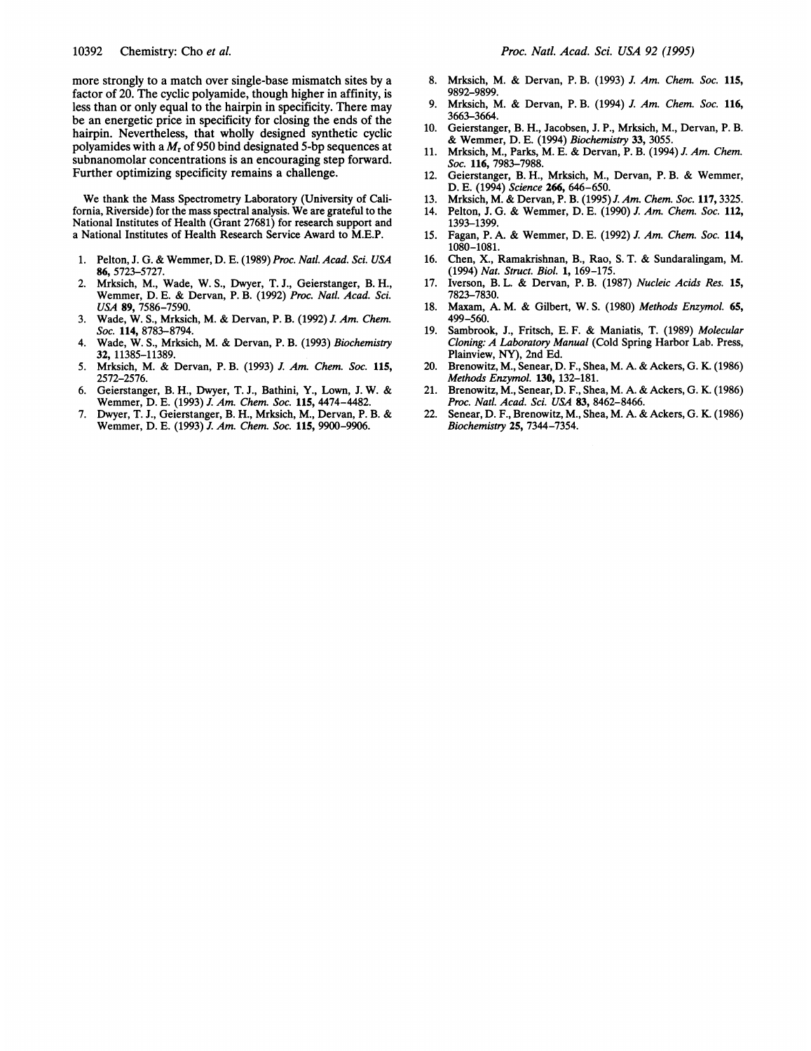more strongly to a match over single-base mismatch sites by a factor of 20. The cyclic polyamide, though higher in affinity, is less than or only equal to the hairpin in specificity. There may be an energetic price in specificity for closing the ends of the hairpin. Nevertheless, that wholly designed synthetic cyclic polyamides with a $M_r$ of 950 bind designated 5-bp sequences at subnanomolar concentrations is an encouraging step forward. Further optimizing specificity remains a challenge.

We thank the Mass Spectrometry Laboratory (University of California, Riverside) for the mass spectral analysis. We are grateful to the National Institutes of Health (Grant 27681) for research support and a National Institutes of Health Research Service Award to M.E.P.

1. Pelton, J. G. & Wemmer, D. E. (1989) *Proc. Natl. Acad. Sci. USA* **86**, 5723–5727.
2. Mrksich, M., Wade, W. S., Dwyer, T. J., Geierstanger, B. H., Wemmer, D. E. & Dervan, P. B. (1992) *Proc. Natl. Acad. Sci. USA* **89**, 7586–7590.
3. Wade, W. S., Mrksich, M. & Dervan, P. B. (1992) *J. Am. Chem. Soc.* **114**, 8783–8794.
4. Wade, W. S., Mrksich, M. & Dervan, P. B. (1993) *Biochemistry* **32**, 11385–11389.
5. Mrksich, M. & Dervan, P. B. (1993) *J. Am. Chem. Soc.* **115**, 2572–2576.
6. Geierstanger, B. H., Dwyer, T. J., Bathini, Y., Lown, J. W. & Wemmer, D. E. (1993) *J. Am. Chem. Soc.* **115**, 4474–4482.
7. Dwyer, T. J., Geierstanger, B. H., Mrksich, M., Dervan, P. B. & Wemmer, D. E. (1993) *J. Am. Chem. Soc.* **115**, 9900–9906.
8. Mrksich, M. & Dervan, P. B. (1993) *J. Am. Chem. Soc.* **115**, 9892–9899.
9. Mrksich, M. & Dervan, P. B. (1994) *J. Am. Chem. Soc.* **116**, 3663–3664.
10. Geierstanger, B. H., Jacobsen, J. P., Mrksich, M., Dervan, P. B. & Wemmer, D. E. (1994) *Biochemistry* **33**, 3055.
11. Mrksich, M., Parks, M. E. & Dervan, P. B. (1994) *J. Am. Chem. Soc.* **116**, 7983–7988.
12. Geierstanger, B. H., Mrksich, M., Dervan, P. B. & Wemmer, D. E. (1994) *Science* **266**, 646–650.
13. Mrksich, M. & Dervan, P. B. (1995) *J. Am. Chem. Soc.* **117**, 3325.
14. Pelton, J. G. & Wemmer, D. E. (1990) *J. Am. Chem. Soc.* **112**, 1393–1399.
15. Fagan, P. A. & Wemmer, D. E. (1992) *J. Am. Chem. Soc.* **114**, 1080–1081.
16. Chen, X., Ramakrishnan, B., Rao, S. T. & Sundaralingam, M. (1994) *Nat. Struct. Biol.* **1**, 169–175.
17. Iverson, B. L. & Dervan, P. B. (1987) *Nucleic Acids Res.* **15**, 7823–7830.
18. Maxam, A. M. & Gilbert, W. S. (1980) *Methods Enzymol.* **65**, 499–560.
19. Sambrook, J., Fritsch, E. F. & Maniatis, T. (1989) *Molecular Cloning: A Laboratory Manual* (Cold Spring Harbor Lab. Press, Plainview, NY), 2nd Ed.
20. Brenowitz, M., Senear, D. F., Shea, M. A. & Ackers, G. K. (1986) *Methods Enzymol.* **130**, 132–181.
21. Brenowitz, M., Senear, D. F., Shea, M. A. & Ackers, G. K. (1986) *Proc. Natl. Acad. Sci. USA* **83**, 8462–8466.
22. Senear, D. F., Brenowitz, M., Shea, M. A. & Ackers, G. K. (1986) *Biochemistry* **25**, 7344–7354.